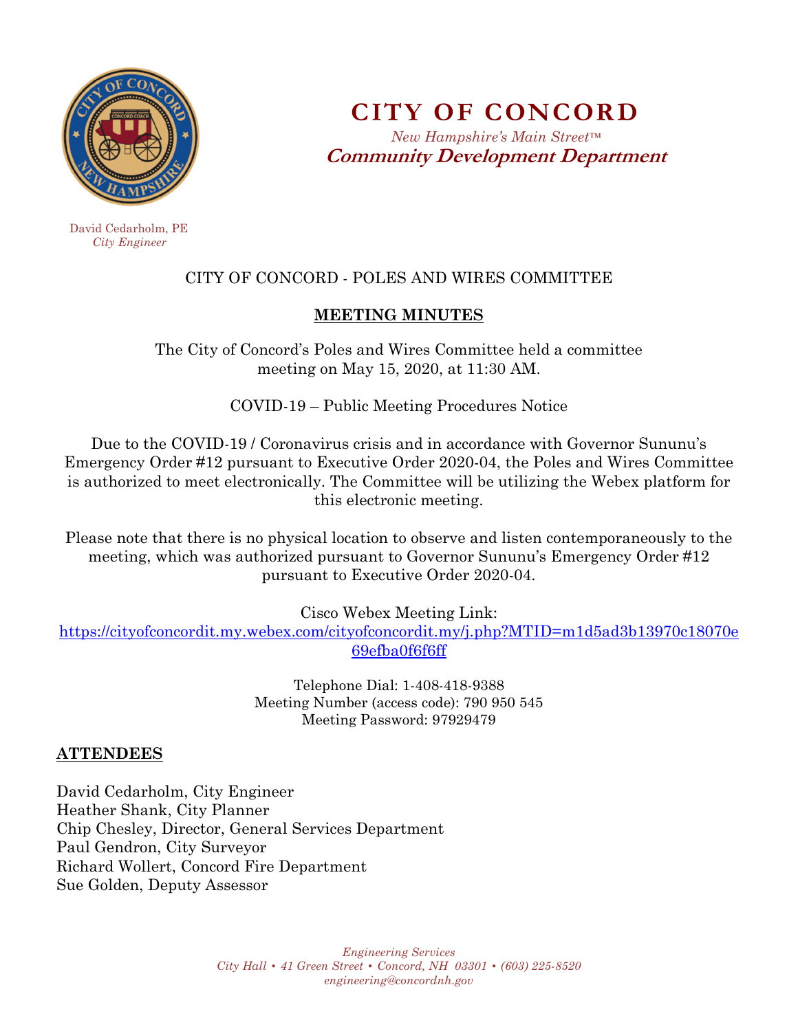# CITY OF CONCORD

*New Hampshire's Main Street™*

**Community Development Department**

David Cedarholm, PE
*City Engineer*

CITY OF CONCORD - POLES AND WIRES COMMITTEE

## MEETING MINUTES

The City of Concord's Poles and Wires Committee held a committee meeting on May 15, 2020, at 11:30 AM.

COVID-19 – Public Meeting Procedures Notice

Due to the COVID-19 / Coronavirus crisis and in accordance with Governor Sununu's Emergency Order #12 pursuant to Executive Order 2020-04, the Poles and Wires Committee is authorized to meet electronically. The Committee will be utilizing the Webex platform for this electronic meeting.

Please note that there is no physical location to observe and listen contemporaneously to the meeting, which was authorized pursuant to Governor Sununu's Emergency Order #12 pursuant to Executive Order 2020-04.

Cisco Webex Meeting Link:
https://cityofconcordit.my.webex.com/cityofconcordit.my/j.php?MTID=m1d5ad3b13970c18070e69efba0f6f6ff

Telephone Dial: 1-408-418-9388
Meeting Number (access code): 790 950 545
Meeting Password: 97929479

## ATTENDEES

David Cedarholm, City Engineer
Heather Shank, City Planner
Chip Chesley, Director, General Services Department
Paul Gendron, City Surveyor
Richard Wollert, Concord Fire Department
Sue Golden, Deputy Assessor

*Engineering Services*
*City Hall • 41 Green Street • Concord, NH 03301 • (603) 225-8520*
*engineering@concordnh.gov*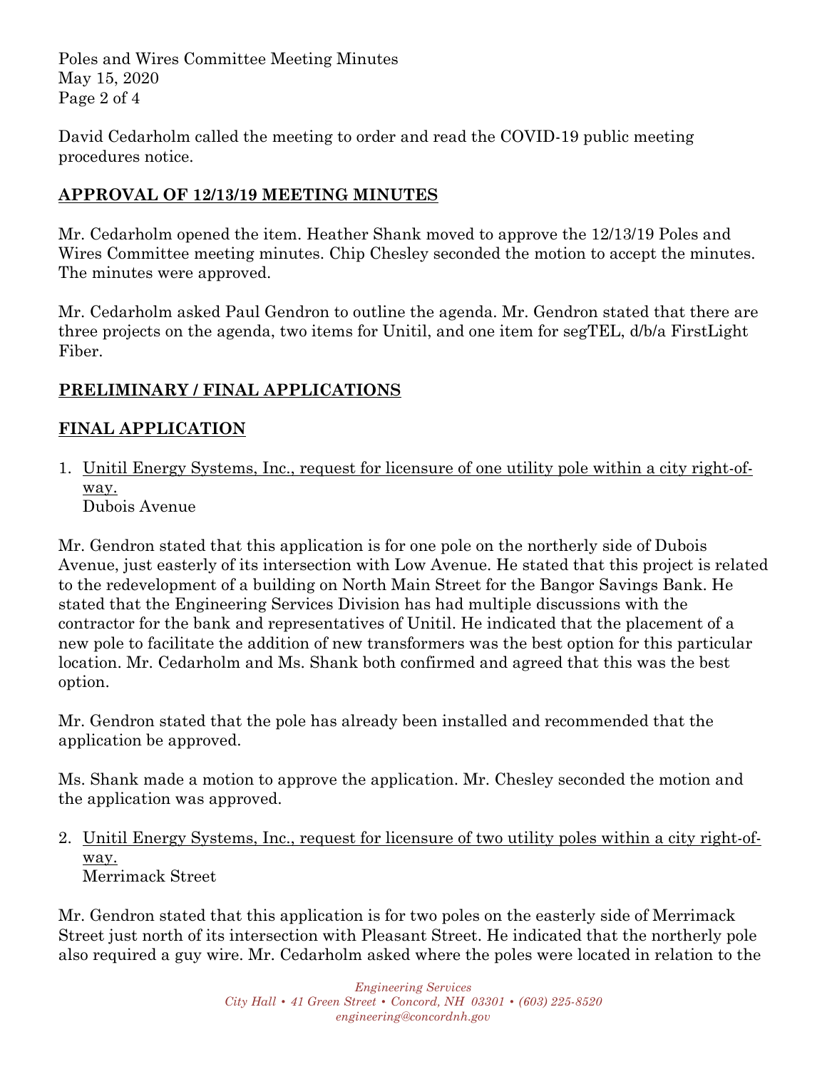David Cedarholm called the meeting to order and read the COVID-19 public meeting procedures notice.

## APPROVAL OF 12/13/19 MEETING MINUTES

Mr. Cedarholm opened the item. Heather Shank moved to approve the 12/13/19 Poles and Wires Committee meeting minutes. Chip Chesley seconded the motion to accept the minutes. The minutes were approved.

Mr. Cedarholm asked Paul Gendron to outline the agenda. Mr. Gendron stated that there are three projects on the agenda, two items for Unitil, and one item for segTEL, d/b/a FirstLight Fiber.

## PRELIMINARY / FINAL APPLICATIONS

## FINAL APPLICATION

1. Unitil Energy Systems, Inc., request for licensure of one utility pole within a city right-of-way.
   Dubois Avenue

Mr. Gendron stated that this application is for one pole on the northerly side of Dubois Avenue, just easterly of its intersection with Low Avenue. He stated that this project is related to the redevelopment of a building on North Main Street for the Bangor Savings Bank. He stated that the Engineering Services Division has had multiple discussions with the contractor for the bank and representatives of Unitil. He indicated that the placement of a new pole to facilitate the addition of new transformers was the best option for this particular location. Mr. Cedarholm and Ms. Shank both confirmed and agreed that this was the best option.

Mr. Gendron stated that the pole has already been installed and recommended that the application be approved.

Ms. Shank made a motion to approve the application. Mr. Chesley seconded the motion and the application was approved.

2. Unitil Energy Systems, Inc., request for licensure of two utility poles within a city right-of-way.
   Merrimack Street

Mr. Gendron stated that this application is for two poles on the easterly side of Merrimack Street just north of its intersection with Pleasant Street. He indicated that the northerly pole also required a guy wire. Mr. Cedarholm asked where the poles were located in relation to the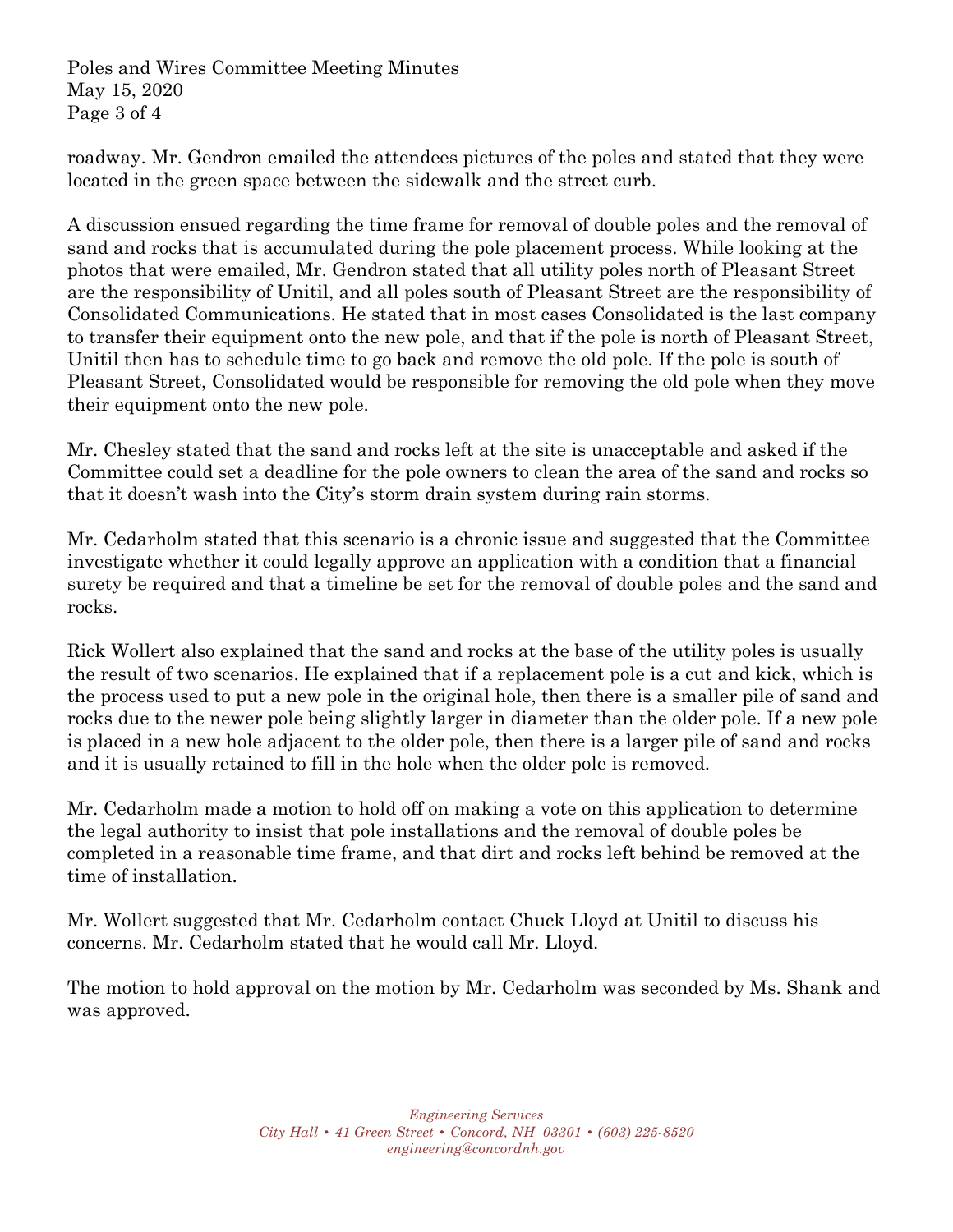roadway. Mr. Gendron emailed the attendees pictures of the poles and stated that they were located in the green space between the sidewalk and the street curb.

A discussion ensued regarding the time frame for removal of double poles and the removal of sand and rocks that is accumulated during the pole placement process. While looking at the photos that were emailed, Mr. Gendron stated that all utility poles north of Pleasant Street are the responsibility of Unitil, and all poles south of Pleasant Street are the responsibility of Consolidated Communications. He stated that in most cases Consolidated is the last company to transfer their equipment onto the new pole, and that if the pole is north of Pleasant Street, Unitil then has to schedule time to go back and remove the old pole. If the pole is south of Pleasant Street, Consolidated would be responsible for removing the old pole when they move their equipment onto the new pole.

Mr. Chesley stated that the sand and rocks left at the site is unacceptable and asked if the Committee could set a deadline for the pole owners to clean the area of the sand and rocks so that it doesn't wash into the City's storm drain system during rain storms.

Mr. Cedarholm stated that this scenario is a chronic issue and suggested that the Committee investigate whether it could legally approve an application with a condition that a financial surety be required and that a timeline be set for the removal of double poles and the sand and rocks.

Rick Wollert also explained that the sand and rocks at the base of the utility poles is usually the result of two scenarios. He explained that if a replacement pole is a cut and kick, which is the process used to put a new pole in the original hole, then there is a smaller pile of sand and rocks due to the newer pole being slightly larger in diameter than the older pole. If a new pole is placed in a new hole adjacent to the older pole, then there is a larger pile of sand and rocks and it is usually retained to fill in the hole when the older pole is removed.

Mr. Cedarholm made a motion to hold off on making a vote on this application to determine the legal authority to insist that pole installations and the removal of double poles be completed in a reasonable time frame, and that dirt and rocks left behind be removed at the time of installation.

Mr. Wollert suggested that Mr. Cedarholm contact Chuck Lloyd at Unitil to discuss his concerns. Mr. Cedarholm stated that he would call Mr. Lloyd.

The motion to hold approval on the motion by Mr. Cedarholm was seconded by Ms. Shank and was approved.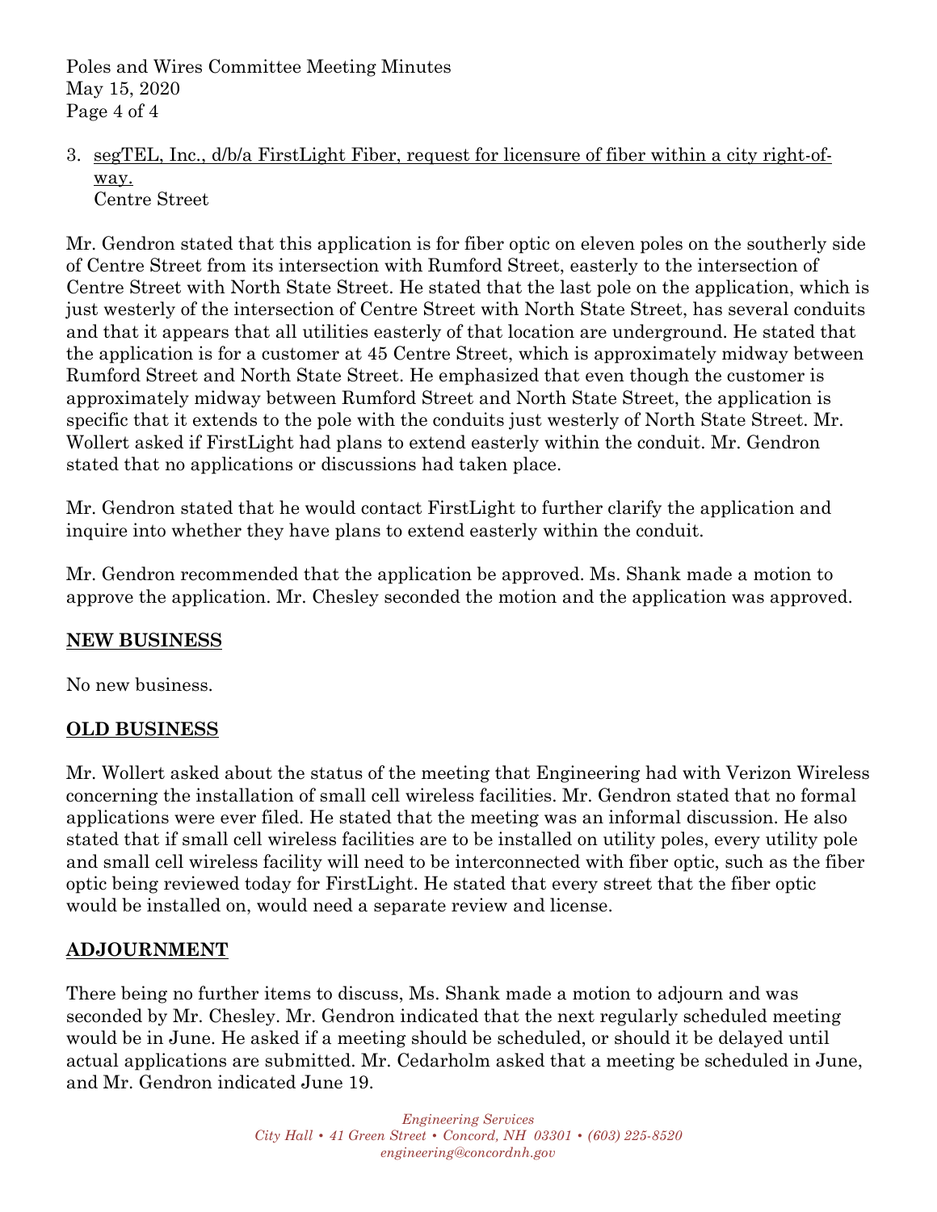3. <u>segTEL, Inc., d/b/a FirstLight Fiber, request for licensure of fiber within a city right-of-way.</u>
   Centre Street

Mr. Gendron stated that this application is for fiber optic on eleven poles on the southerly side of Centre Street from its intersection with Rumford Street, easterly to the intersection of Centre Street with North State Street. He stated that the last pole on the application, which is just westerly of the intersection of Centre Street with North State Street, has several conduits and that it appears that all utilities easterly of that location are underground. He stated that the application is for a customer at 45 Centre Street, which is approximately midway between Rumford Street and North State Street. He emphasized that even though the customer is approximately midway between Rumford Street and North State Street, the application is specific that it extends to the pole with the conduits just westerly of North State Street. Mr. Wollert asked if FirstLight had plans to extend easterly within the conduit. Mr. Gendron stated that no applications or discussions had taken place.

Mr. Gendron stated that he would contact FirstLight to further clarify the application and inquire into whether they have plans to extend easterly within the conduit.

Mr. Gendron recommended that the application be approved. Ms. Shank made a motion to approve the application. Mr. Chesley seconded the motion and the application was approved.

## NEW BUSINESS

No new business.

## OLD BUSINESS

Mr. Wollert asked about the status of the meeting that Engineering had with Verizon Wireless concerning the installation of small cell wireless facilities. Mr. Gendron stated that no formal applications were ever filed. He stated that the meeting was an informal discussion. He also stated that if small cell wireless facilities are to be installed on utility poles, every utility pole and small cell wireless facility will need to be interconnected with fiber optic, such as the fiber optic being reviewed today for FirstLight. He stated that every street that the fiber optic would be installed on, would need a separate review and license.

## ADJOURNMENT

There being no further items to discuss, Ms. Shank made a motion to adjourn and was seconded by Mr. Chesley. Mr. Gendron indicated that the next regularly scheduled meeting would be in June. He asked if a meeting should be scheduled, or should it be delayed until actual applications are submitted. Mr. Cedarholm asked that a meeting be scheduled in June, and Mr. Gendron indicated June 19.